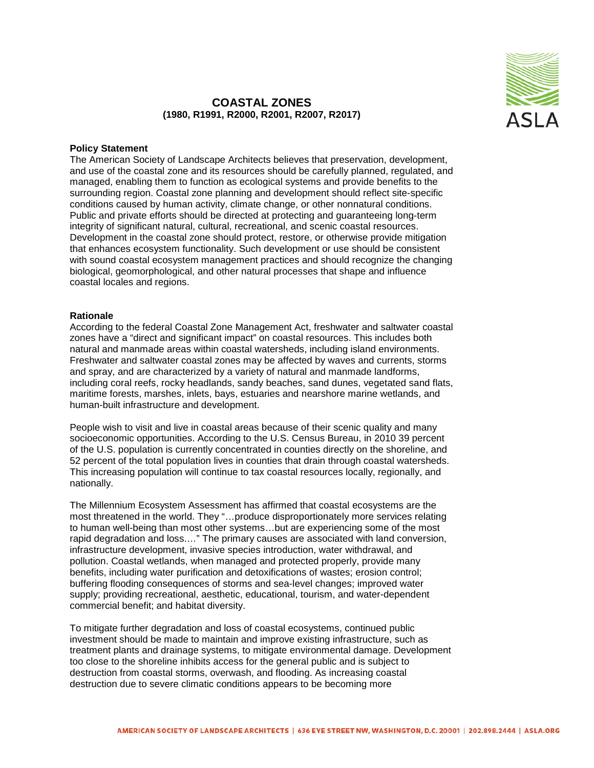# COASTAL ZONES
**(1980, R1991, R2000, R2001, R2007, R2017)**

## Policy Statement

The American Society of Landscape Architects believes that preservation, development, and use of the coastal zone and its resources should be carefully planned, regulated, and managed, enabling them to function as ecological systems and provide benefits to the surrounding region. Coastal zone planning and development should reflect site-specific conditions caused by human activity, climate change, or other nonnatural conditions. Public and private efforts should be directed at protecting and guaranteeing long-term integrity of significant natural, cultural, recreational, and scenic coastal resources. Development in the coastal zone should protect, restore, or otherwise provide mitigation that enhances ecosystem functionality. Such development or use should be consistent with sound coastal ecosystem management practices and should recognize the changing biological, geomorphological, and other natural processes that shape and influence coastal locales and regions.

## Rationale

According to the federal Coastal Zone Management Act, freshwater and saltwater coastal zones have a "direct and significant impact" on coastal resources. This includes both natural and manmade areas within coastal watersheds, including island environments. Freshwater and saltwater coastal zones may be affected by waves and currents, storms and spray, and are characterized by a variety of natural and manmade landforms, including coral reefs, rocky headlands, sandy beaches, sand dunes, vegetated sand flats, maritime forests, marshes, inlets, bays, estuaries and nearshore marine wetlands, and human-built infrastructure and development.

People wish to visit and live in coastal areas because of their scenic quality and many socioeconomic opportunities. According to the U.S. Census Bureau, in 2010 39 percent of the U.S. population is currently concentrated in counties directly on the shoreline, and 52 percent of the total population lives in counties that drain through coastal watersheds. This increasing population will continue to tax coastal resources locally, regionally, and nationally.

The Millennium Ecosystem Assessment has affirmed that coastal ecosystems are the most threatened in the world. They "…produce disproportionately more services relating to human well-being than most other systems…but are experiencing some of the most rapid degradation and loss.…" The primary causes are associated with land conversion, infrastructure development, invasive species introduction, water withdrawal, and pollution. Coastal wetlands, when managed and protected properly, provide many benefits, including water purification and detoxifications of wastes; erosion control; buffering flooding consequences of storms and sea-level changes; improved water supply; providing recreational, aesthetic, educational, tourism, and water-dependent commercial benefit; and habitat diversity.

To mitigate further degradation and loss of coastal ecosystems, continued public investment should be made to maintain and improve existing infrastructure, such as treatment plants and drainage systems, to mitigate environmental damage. Development too close to the shoreline inhibits access for the general public and is subject to destruction from coastal storms, overwash, and flooding. As increasing coastal destruction due to severe climatic conditions appears to be becoming more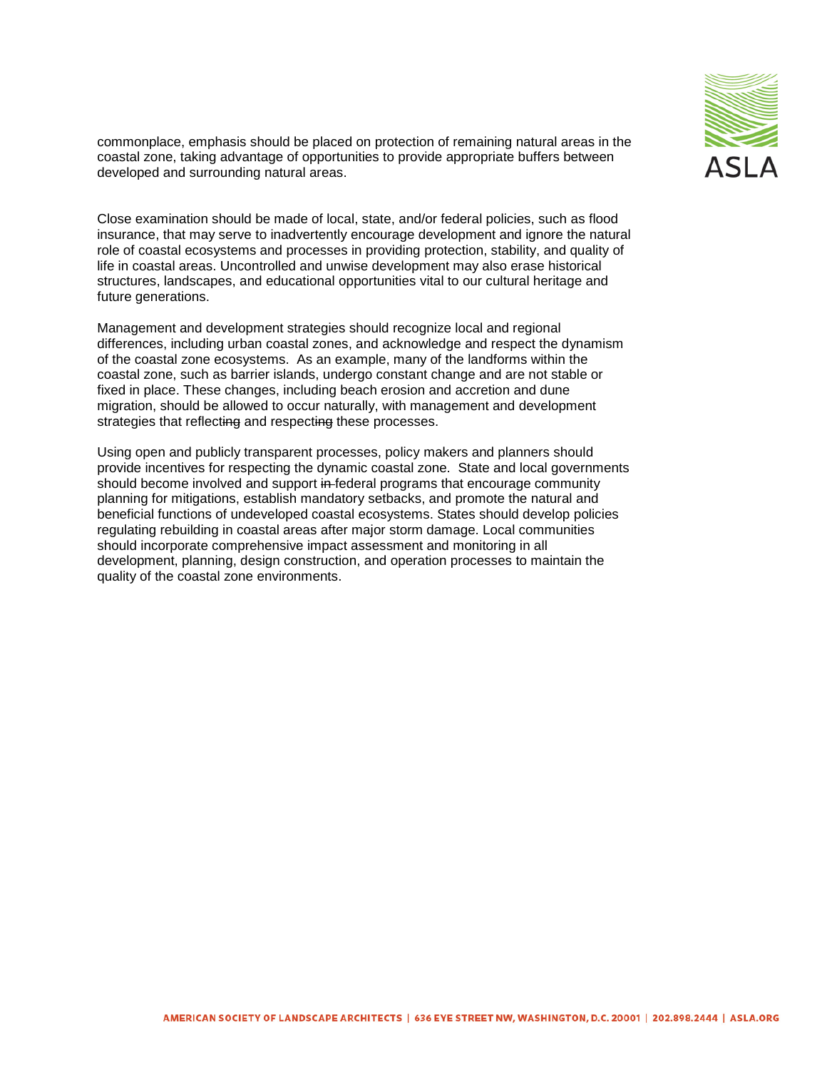commonplace, emphasis should be placed on protection of remaining natural areas in the coastal zone, taking advantage of opportunities to provide appropriate buffers between developed and surrounding natural areas.

Close examination should be made of local, state, and/or federal policies, such as flood insurance, that may serve to inadvertently encourage development and ignore the natural role of coastal ecosystems and processes in providing protection, stability, and quality of life in coastal areas. Uncontrolled and unwise development may also erase historical structures, landscapes, and educational opportunities vital to our cultural heritage and future generations.

Management and development strategies should recognize local and regional differences, including urban coastal zones, and acknowledge and respect the dynamism of the coastal zone ecosystems. As an example, many of the landforms within the coastal zone, such as barrier islands, undergo constant change and are not stable or fixed in place. These changes, including beach erosion and accretion and dune migration, should be allowed to occur naturally, with management and development strategies that reflect~~ing~~ and respect~~ing~~ these processes.

Using open and publicly transparent processes, policy makers and planners should provide incentives for respecting the dynamic coastal zone. State and local governments should become involved and support ~~in~~ federal programs that encourage community planning for mitigations, establish mandatory setbacks, and promote the natural and beneficial functions of undeveloped coastal ecosystems. States should develop policies regulating rebuilding in coastal areas after major storm damage. Local communities should incorporate comprehensive impact assessment and monitoring in all development, planning, design construction, and operation processes to maintain the quality of the coastal zone environments.